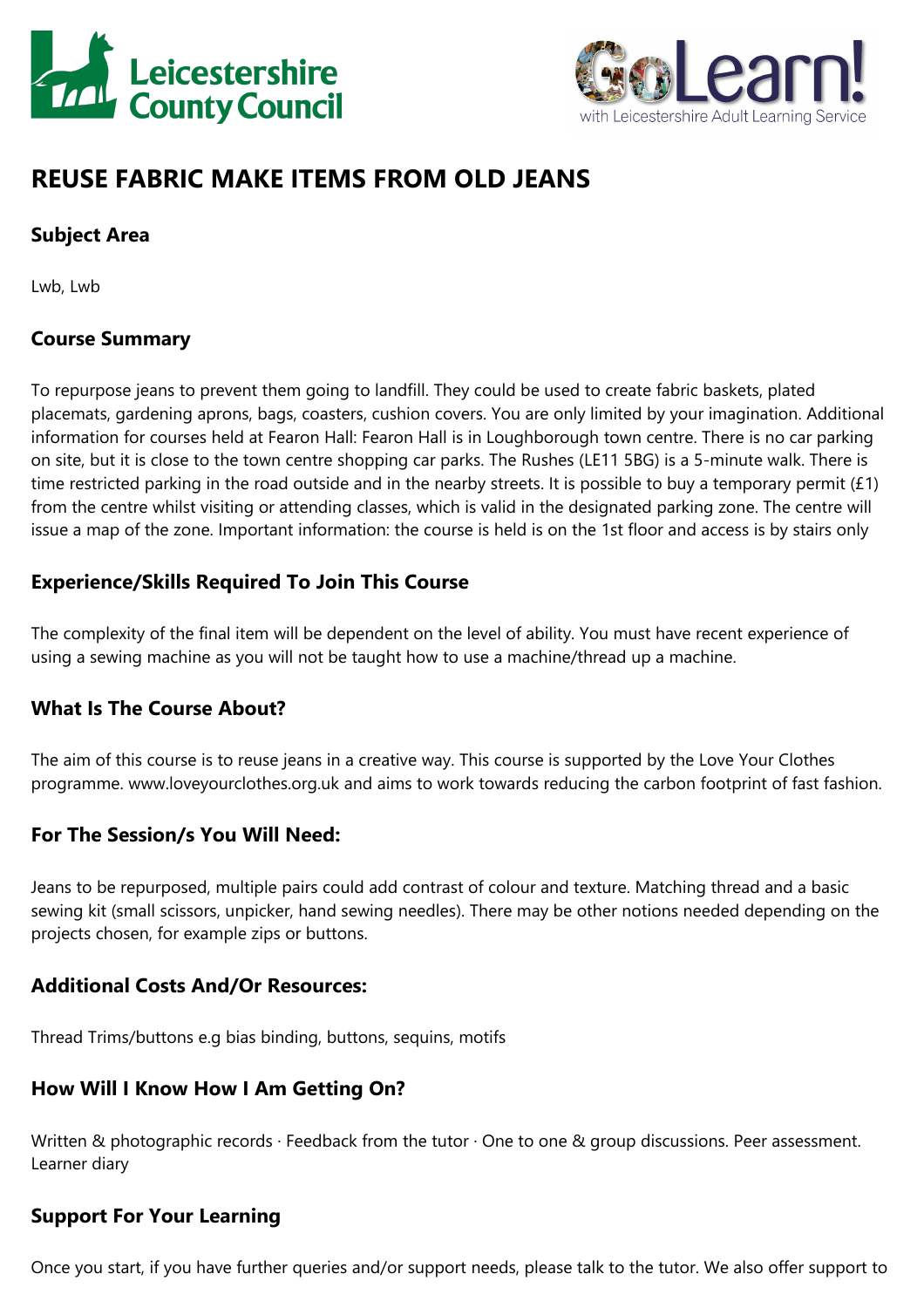# REUSE FABRIC MAKE ITEMS FROM OLD JEANS

## Subject Area

Lwb, Lwb

## Course Summary

To repurpose jeans to prevent them going to landfill. They could be used to create fabric baskets, plated placemats, gardening aprons, bags, coasters, cushion covers. You are only limited by your imagination. Additional information for courses held at Fearon Hall: Fearon Hall is in Loughborough town centre. There is no car parking on site, but it is close to the town centre shopping car parks. The Rushes (LE11 5BG) is a 5-minute walk. There is time restricted parking in the road outside and in the nearby streets. It is possible to buy a temporary permit (£1) from the centre whilst visiting or attending classes, which is valid in the designated parking zone. The centre will issue a map of the zone. Important information: the course is held is on the 1st floor and access is by stairs only

## Experience/Skills Required To Join This Course

The complexity of the final item will be dependent on the level of ability. You must have recent experience of using a sewing machine as you will not be taught how to use a machine/thread up a machine.

## What Is The Course About?

The aim of this course is to reuse jeans in a creative way. This course is supported by the Love Your Clothes programme. www.loveyourclothes.org.uk and aims to work towards reducing the carbon footprint of fast fashion.

## For The Session/s You Will Need:

Jeans to be repurposed, multiple pairs could add contrast of colour and texture. Matching thread and a basic sewing kit (small scissors, unpicker, hand sewing needles). There may be other notions needed depending on the projects chosen, for example zips or buttons.

## Additional Costs And/Or Resources:

Thread Trims/buttons e.g bias binding, buttons, sequins, motifs

## How Will I Know How I Am Getting On?

Written & photographic records · Feedback from the tutor · One to one & group discussions. Peer assessment. Learner diary

## Support For Your Learning

Once you start, if you have further queries and/or support needs, please talk to the tutor. We also offer support to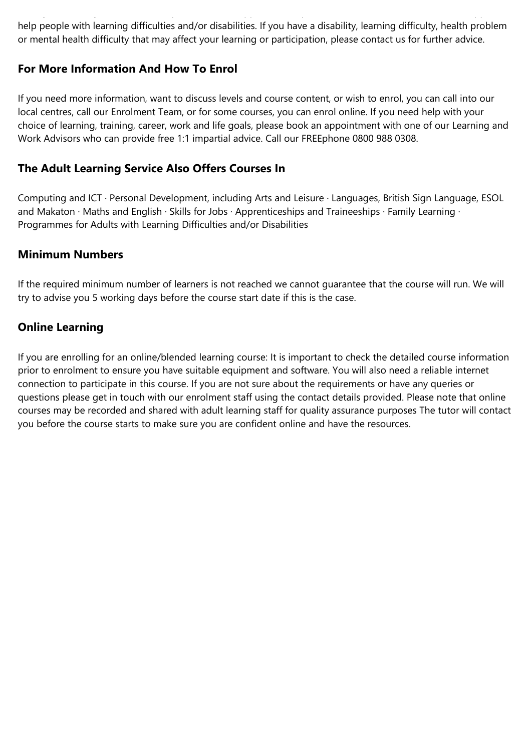help people with learning difficulties and/or disabilities. If you have a disability, learning difficulty, health problem or mental health difficulty that may affect your learning or participation, please contact us for further advice.

## For More Information And How To Enrol

If you need more information, want to discuss levels and course content, or wish to enrol, you can call into our local centres, call our Enrolment Team, or for some courses, you can enrol online. If you need help with your choice of learning, training, career, work and life goals, please book an appointment with one of our Learning and Work Advisors who can provide free 1:1 impartial advice. Call our FREEphone 0800 988 0308.

## The Adult Learning Service Also Offers Courses In

Computing and ICT · Personal Development, including Arts and Leisure · Languages, British Sign Language, ESOL and Makaton · Maths and English · Skills for Jobs · Apprenticeships and Traineeships · Family Learning · Programmes for Adults with Learning Difficulties and/or Disabilities

## Minimum Numbers

If the required minimum number of learners is not reached we cannot guarantee that the course will run. We will try to advise you 5 working days before the course start date if this is the case.

## Online Learning

If you are enrolling for an online/blended learning course: It is important to check the detailed course information prior to enrolment to ensure you have suitable equipment and software. You will also need a reliable internet connection to participate in this course. If you are not sure about the requirements or have any queries or questions please get in touch with our enrolment staff using the contact details provided. Please note that online courses may be recorded and shared with adult learning staff for quality assurance purposes The tutor will contact you before the course starts to make sure you are confident online and have the resources.